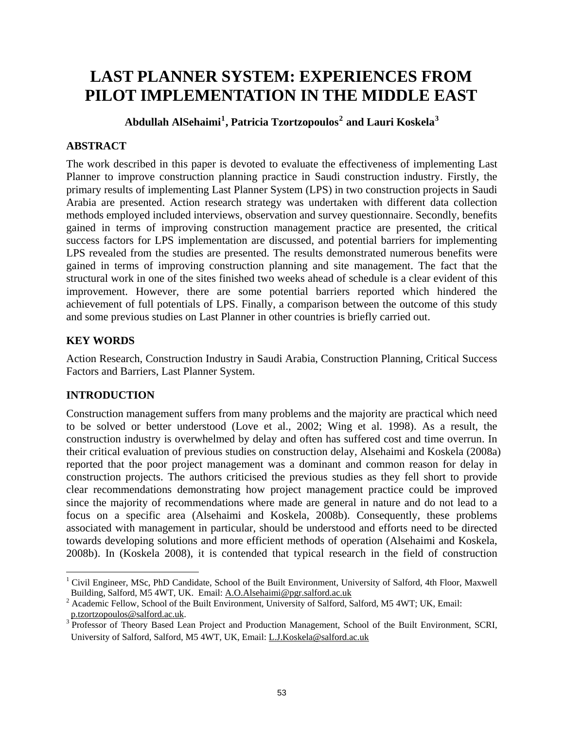# LAST PLANNER SYSTEM: EXPERIENCES FROM PILOT IMPLEMENTATION IN THE MIDDLE EAST

**Abdullah AlSehaimi[1], Patricia Tzortzopoulos[2] and Lauri Koskela[3]**

## ABSTRACT

The work described in this paper is devoted to evaluate the effectiveness of implementing Last Planner to improve construction planning practice in Saudi construction industry. Firstly, the primary results of implementing Last Planner System (LPS) in two construction projects in Saudi Arabia are presented. Action research strategy was undertaken with different data collection methods employed included interviews, observation and survey questionnaire. Secondly, benefits gained in terms of improving construction management practice are presented, the critical success factors for LPS implementation are discussed, and potential barriers for implementing LPS revealed from the studies are presented. The results demonstrated numerous benefits were gained in terms of improving construction planning and site management. The fact that the structural work in one of the sites finished two weeks ahead of schedule is a clear evident of this improvement. However, there are some potential barriers reported which hindered the achievement of full potentials of LPS. Finally, a comparison between the outcome of this study and some previous studies on Last Planner in other countries is briefly carried out.

## KEY WORDS

Action Research, Construction Industry in Saudi Arabia, Construction Planning, Critical Success Factors and Barriers, Last Planner System.

## INTRODUCTION

Construction management suffers from many problems and the majority are practical which need to be solved or better understood (Love et al., 2002; Wing et al. 1998). As a result, the construction industry is overwhelmed by delay and often has suffered cost and time overrun. In their critical evaluation of previous studies on construction delay, Alsehaimi and Koskela (2008a) reported that the poor project management was a dominant and common reason for delay in construction projects. The authors criticised the previous studies as they fell short to provide clear recommendations demonstrating how project management practice could be improved since the majority of recommendations where made are general in nature and do not lead to a focus on a specific area (Alsehaimi and Koskela, 2008b). Consequently, these problems associated with management in particular, should be understood and efforts need to be directed towards developing solutions and more efficient methods of operation (Alsehaimi and Koskela, 2008b). In (Koskela 2008), it is contended that typical research in the field of construction

---

[1] Civil Engineer, MSc, PhD Candidate, School of the Built Environment, University of Salford, 4th Floor, Maxwell Building, Salford, M5 4WT, UK. Email: A.O.Alsehaimi@pgr.salford.ac.uk

[2] Academic Fellow, School of the Built Environment, University of Salford, Salford, M5 4WT; UK, Email: p.tzortzopoulos@salford.ac.uk.

[3] Professor of Theory Based Lean Project and Production Management, School of the Built Environment, SCRI, University of Salford, Salford, M5 4WT, UK, Email: L.J.Koskela@salford.ac.uk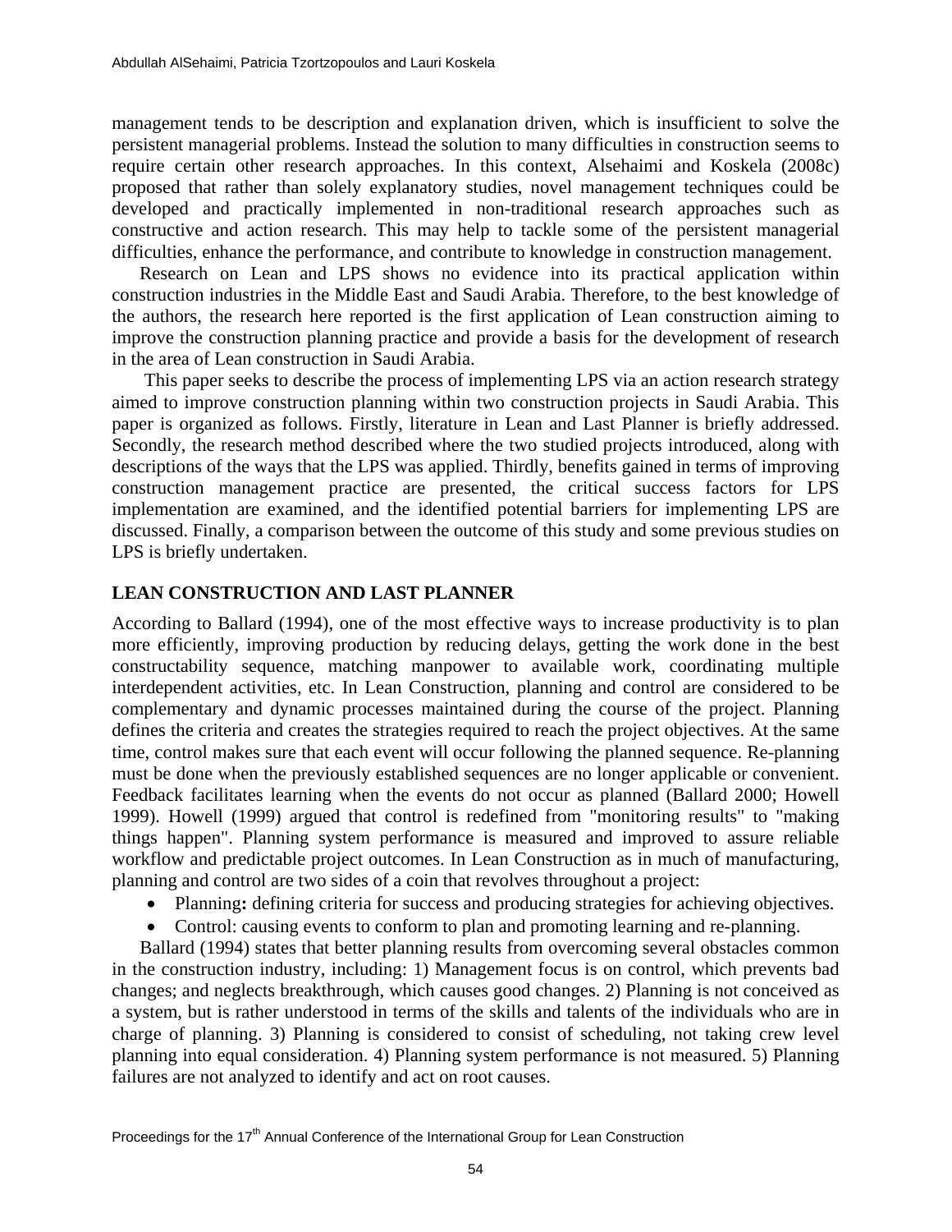management tends to be description and explanation driven, which is insufficient to solve the persistent managerial problems. Instead the solution to many difficulties in construction seems to require certain other research approaches. In this context, Alsehaimi and Koskela (2008c) proposed that rather than solely explanatory studies, novel management techniques could be developed and practically implemented in non-traditional research approaches such as constructive and action research. This may help to tackle some of the persistent managerial difficulties, enhance the performance, and contribute to knowledge in construction management.

Research on Lean and LPS shows no evidence into its practical application within construction industries in the Middle East and Saudi Arabia. Therefore, to the best knowledge of the authors, the research here reported is the first application of Lean construction aiming to improve the construction planning practice and provide a basis for the development of research in the area of Lean construction in Saudi Arabia.

This paper seeks to describe the process of implementing LPS via an action research strategy aimed to improve construction planning within two construction projects in Saudi Arabia. This paper is organized as follows. Firstly, literature in Lean and Last Planner is briefly addressed. Secondly, the research method described where the two studied projects introduced, along with descriptions of the ways that the LPS was applied. Thirdly, benefits gained in terms of improving construction management practice are presented, the critical success factors for LPS implementation are examined, and the identified potential barriers for implementing LPS are discussed. Finally, a comparison between the outcome of this study and some previous studies on LPS is briefly undertaken.

## LEAN CONSTRUCTION AND LAST PLANNER

According to Ballard (1994), one of the most effective ways to increase productivity is to plan more efficiently, improving production by reducing delays, getting the work done in the best constructability sequence, matching manpower to available work, coordinating multiple interdependent activities, etc. In Lean Construction, planning and control are considered to be complementary and dynamic processes maintained during the course of the project. Planning defines the criteria and creates the strategies required to reach the project objectives. At the same time, control makes sure that each event will occur following the planned sequence. Re-planning must be done when the previously established sequences are no longer applicable or convenient. Feedback facilitates learning when the events do not occur as planned (Ballard 2000; Howell 1999). Howell (1999) argued that control is redefined from "monitoring results" to "making things happen". Planning system performance is measured and improved to assure reliable workflow and predictable project outcomes. In Lean Construction as in much of manufacturing, planning and control are two sides of a coin that revolves throughout a project:

- Planning**:** defining criteria for success and producing strategies for achieving objectives.
- Control: causing events to conform to plan and promoting learning and re-planning.

Ballard (1994) states that better planning results from overcoming several obstacles common in the construction industry, including: 1) Management focus is on control, which prevents bad changes; and neglects breakthrough, which causes good changes. 2) Planning is not conceived as a system, but is rather understood in terms of the skills and talents of the individuals who are in charge of planning. 3) Planning is considered to consist of scheduling, not taking crew level planning into equal consideration. 4) Planning system performance is not measured. 5) Planning failures are not analyzed to identify and act on root causes.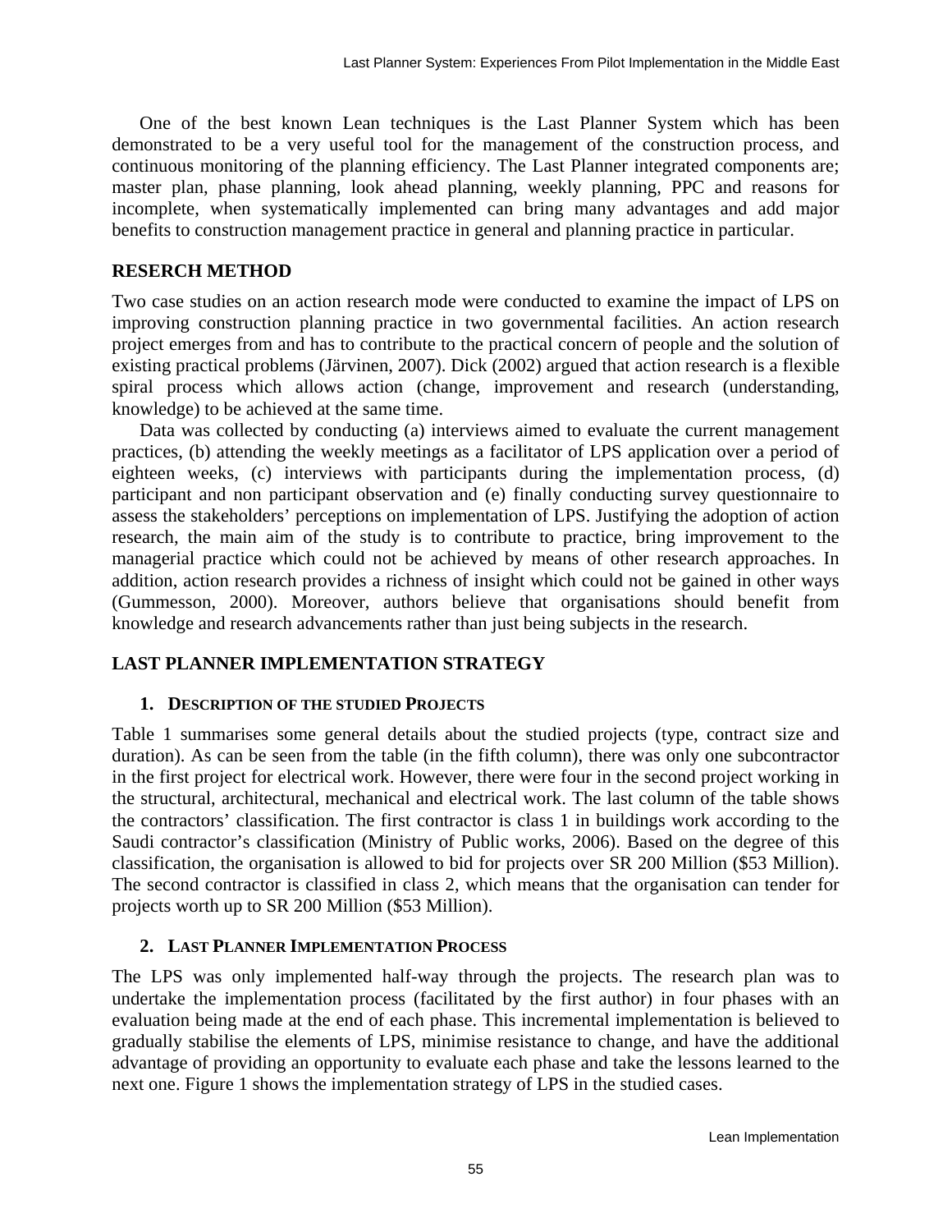One of the best known Lean techniques is the Last Planner System which has been demonstrated to be a very useful tool for the management of the construction process, and continuous monitoring of the planning efficiency. The Last Planner integrated components are; master plan, phase planning, look ahead planning, weekly planning, PPC and reasons for incomplete, when systematically implemented can bring many advantages and add major benefits to construction management practice in general and planning practice in particular.

## RESERCH METHOD

Two case studies on an action research mode were conducted to examine the impact of LPS on improving construction planning practice in two governmental facilities. An action research project emerges from and has to contribute to the practical concern of people and the solution of existing practical problems (Järvinen, 2007). Dick (2002) argued that action research is a flexible spiral process which allows action (change, improvement and research (understanding, knowledge) to be achieved at the same time.

Data was collected by conducting (a) interviews aimed to evaluate the current management practices, (b) attending the weekly meetings as a facilitator of LPS application over a period of eighteen weeks, (c) interviews with participants during the implementation process, (d) participant and non participant observation and (e) finally conducting survey questionnaire to assess the stakeholders' perceptions on implementation of LPS. Justifying the adoption of action research, the main aim of the study is to contribute to practice, bring improvement to the managerial practice which could not be achieved by means of other research approaches. In addition, action research provides a richness of insight which could not be gained in other ways (Gummesson, 2000). Moreover, authors believe that organisations should benefit from knowledge and research advancements rather than just being subjects in the research.

## LAST PLANNER IMPLEMENTATION STRATEGY

### 1. DESCRIPTION OF THE STUDIED PROJECTS

Table 1 summarises some general details about the studied projects (type, contract size and duration). As can be seen from the table (in the fifth column), there was only one subcontractor in the first project for electrical work. However, there were four in the second project working in the structural, architectural, mechanical and electrical work. The last column of the table shows the contractors' classification. The first contractor is class 1 in buildings work according to the Saudi contractor's classification (Ministry of Public works, 2006). Based on the degree of this classification, the organisation is allowed to bid for projects over SR 200 Million ($53 Million). The second contractor is classified in class 2, which means that the organisation can tender for projects worth up to SR 200 Million ($53 Million).

### 2. LAST PLANNER IMPLEMENTATION PROCESS

The LPS was only implemented half-way through the projects. The research plan was to undertake the implementation process (facilitated by the first author) in four phases with an evaluation being made at the end of each phase. This incremental implementation is believed to gradually stabilise the elements of LPS, minimise resistance to change, and have the additional advantage of providing an opportunity to evaluate each phase and take the lessons learned to the next one. Figure 1 shows the implementation strategy of LPS in the studied cases.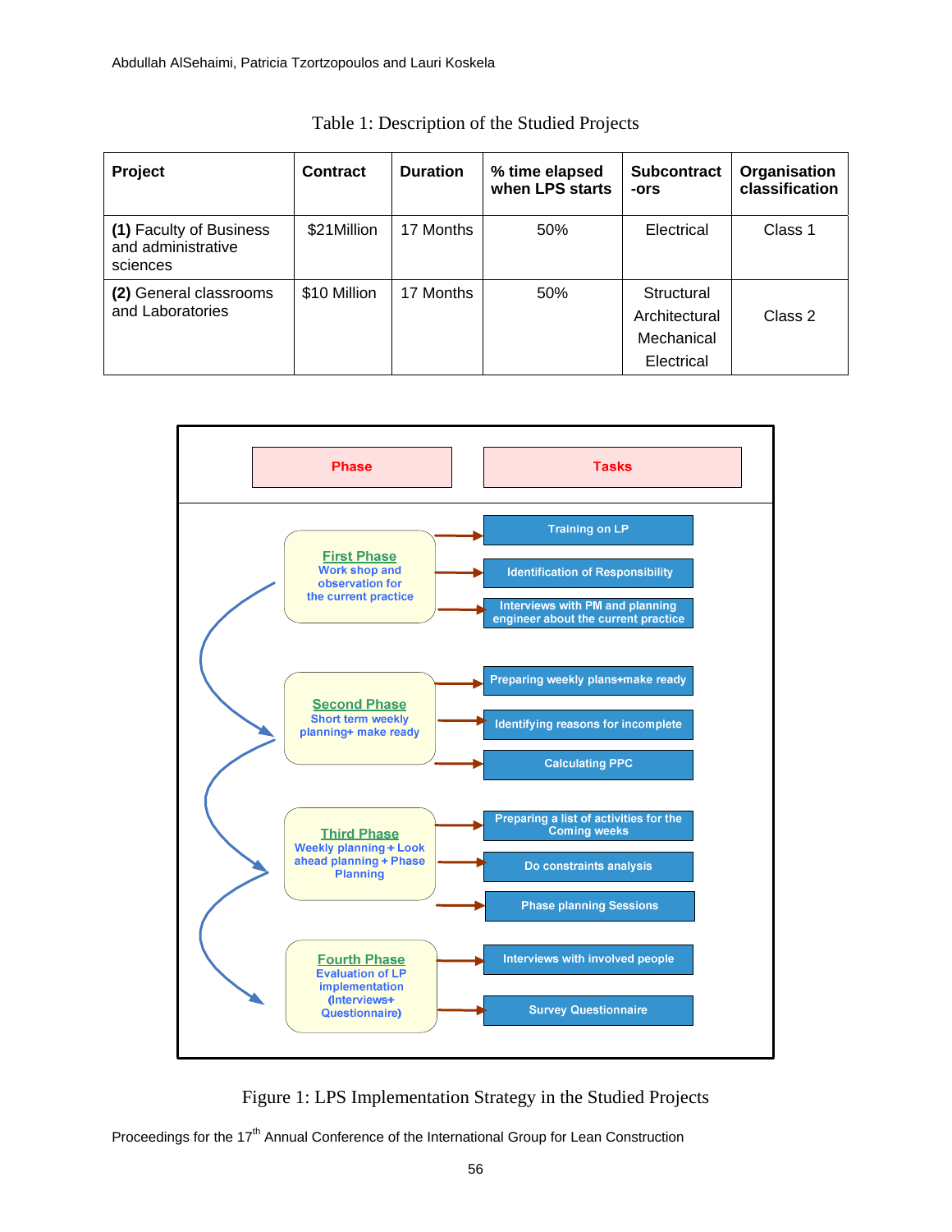Table 1: Description of the Studied Projects

| Project | Contract | Duration | % time elapsed when LPS starts | Subcontract-ors | Organisation classification |
|---|---|---|---|---|---|
| **(1)** Faculty of Business and administrative sciences | $21Million | 17 Months | 50% | Electrical | Class 1 |
| **(2)** General classrooms and Laboratories | $10 Million | 17 Months | 50% | Structural<br>Architectural<br>Mechanical<br>Electrical | Class 2 |

| Phase | Tasks |
|---|---|
| **First Phase**<br>Work shop and observation for the current practice | Training on LP<br>Identification of Responsibility<br>Interviews with PM and planning engineer about the current practice |
| **Second Phase**<br>Short term weekly planning+ make ready | Preparing weekly plans+make ready<br>Identifying reasons for incomplete<br>Calculating PPC |
| **Third Phase**<br>Weekly planning + Look ahead planning + Phase Planning | Preparing a list of activities for the Coming weeks<br>Do constraints analysis<br>Phase planning Sessions |
| **Fourth Phase**<br>Evaluation of LP implementation (Interviews+ Questionnaire) | Interviews with involved people<br>Survey Questionnaire |

Figure 1: LPS Implementation Strategy in the Studied Projects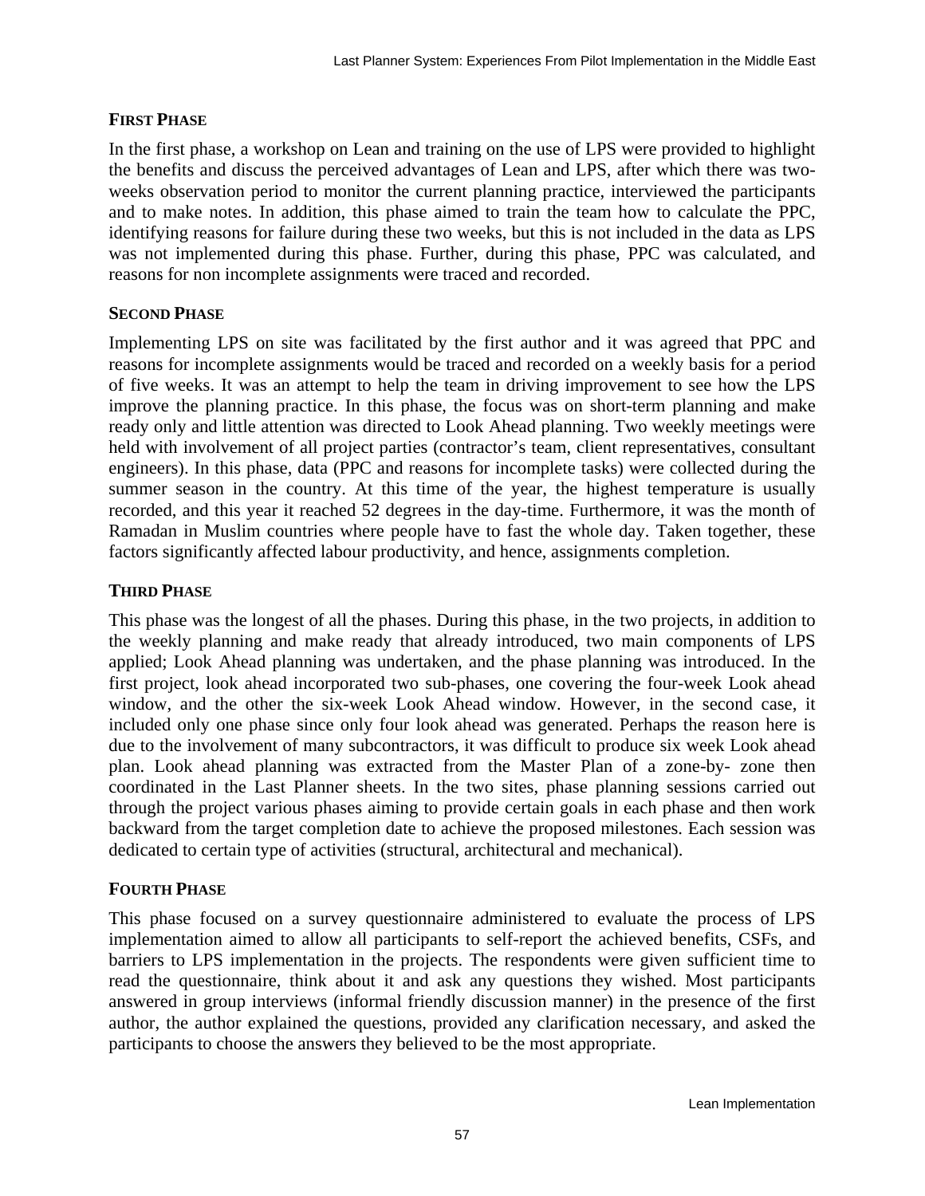### FIRST PHASE

In the first phase, a workshop on Lean and training on the use of LPS were provided to highlight the benefits and discuss the perceived advantages of Lean and LPS, after which there was two-weeks observation period to monitor the current planning practice, interviewed the participants and to make notes. In addition, this phase aimed to train the team how to calculate the PPC, identifying reasons for failure during these two weeks, but this is not included in the data as LPS was not implemented during this phase. Further, during this phase, PPC was calculated, and reasons for non incomplete assignments were traced and recorded.

### SECOND PHASE

Implementing LPS on site was facilitated by the first author and it was agreed that PPC and reasons for incomplete assignments would be traced and recorded on a weekly basis for a period of five weeks. It was an attempt to help the team in driving improvement to see how the LPS improve the planning practice. In this phase, the focus was on short-term planning and make ready only and little attention was directed to Look Ahead planning. Two weekly meetings were held with involvement of all project parties (contractor's team, client representatives, consultant engineers). In this phase, data (PPC and reasons for incomplete tasks) were collected during the summer season in the country. At this time of the year, the highest temperature is usually recorded, and this year it reached 52 degrees in the day-time. Furthermore, it was the month of Ramadan in Muslim countries where people have to fast the whole day. Taken together, these factors significantly affected labour productivity, and hence, assignments completion.

### THIRD PHASE

This phase was the longest of all the phases. During this phase, in the two projects, in addition to the weekly planning and make ready that already introduced, two main components of LPS applied; Look Ahead planning was undertaken, and the phase planning was introduced. In the first project, look ahead incorporated two sub-phases, one covering the four-week Look ahead window, and the other the six-week Look Ahead window. However, in the second case, it included only one phase since only four look ahead was generated. Perhaps the reason here is due to the involvement of many subcontractors, it was difficult to produce six week Look ahead plan. Look ahead planning was extracted from the Master Plan of a zone-by- zone then coordinated in the Last Planner sheets. In the two sites, phase planning sessions carried out through the project various phases aiming to provide certain goals in each phase and then work backward from the target completion date to achieve the proposed milestones. Each session was dedicated to certain type of activities (structural, architectural and mechanical).

### FOURTH PHASE

This phase focused on a survey questionnaire administered to evaluate the process of LPS implementation aimed to allow all participants to self-report the achieved benefits, CSFs, and barriers to LPS implementation in the projects. The respondents were given sufficient time to read the questionnaire, think about it and ask any questions they wished. Most participants answered in group interviews (informal friendly discussion manner) in the presence of the first author, the author explained the questions, provided any clarification necessary, and asked the participants to choose the answers they believed to be the most appropriate.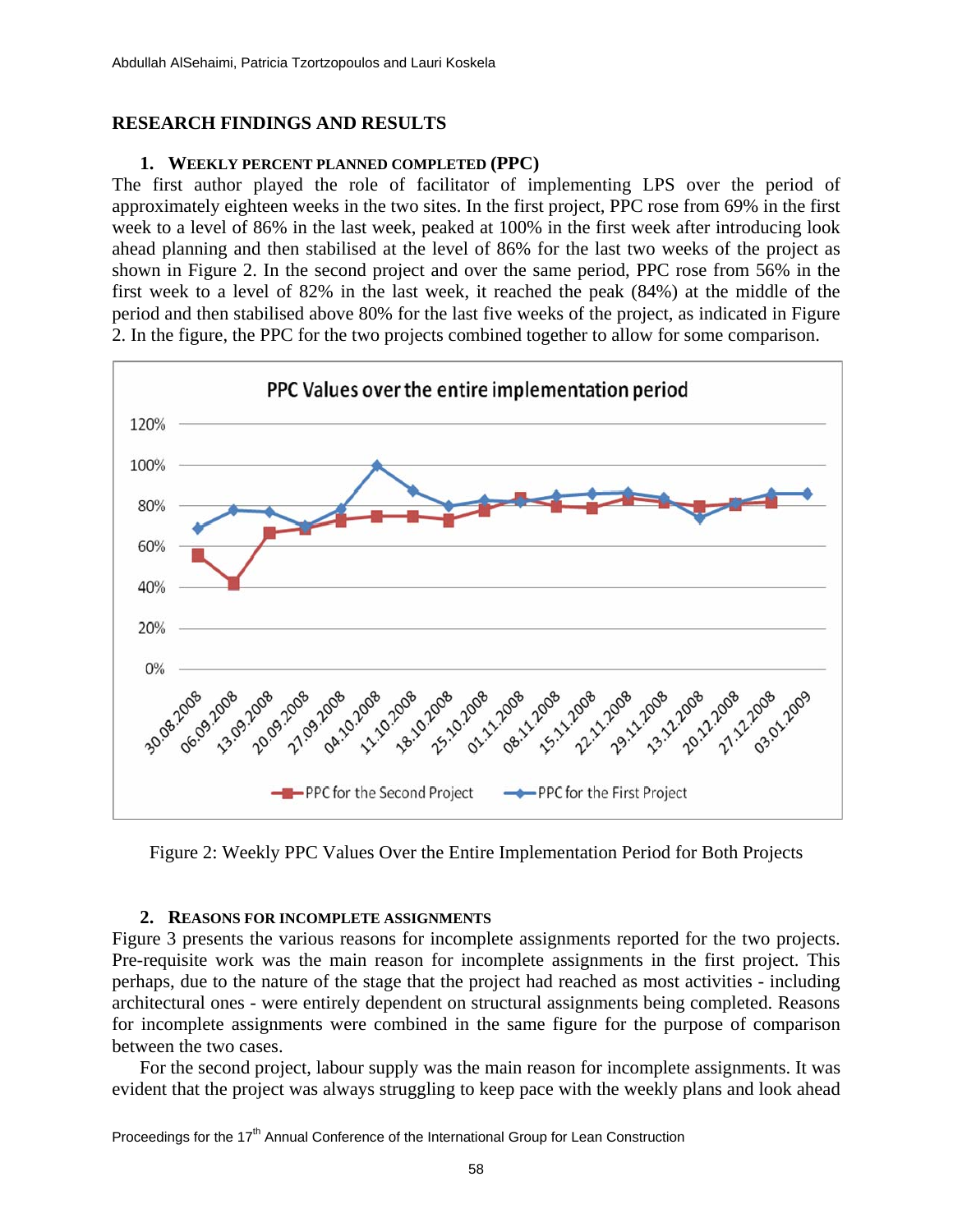## RESEARCH FINDINGS AND RESULTS

### 1. WEEKLY PERCENT PLANNED COMPLETED (PPC)

The first author played the role of facilitator of implementing LPS over the period of approximately eighteen weeks in the two sites. In the first project, PPC rose from 69% in the first week to a level of 86% in the last week, peaked at 100% in the first week after introducing look ahead planning and then stabilised at the level of 86% for the last two weeks of the project as shown in Figure 2. In the second project and over the same period, PPC rose from 56% in the first week to a level of 82% in the last week, it reached the peak (84%) at the middle of the period and then stabilised above 80% for the last five weeks of the project, as indicated in Figure 2. In the figure, the PPC for the two projects combined together to allow for some comparison.

Figure 2: Weekly PPC Values Over the Entire Implementation Period for Both Projects

### 2. REASONS FOR INCOMPLETE ASSIGNMENTS

Figure 3 presents the various reasons for incomplete assignments reported for the two projects. Pre-requisite work was the main reason for incomplete assignments in the first project. This perhaps, due to the nature of the stage that the project had reached as most activities - including architectural ones - were entirely dependent on structural assignments being completed. Reasons for incomplete assignments were combined in the same figure for the purpose of comparison between the two cases.

For the second project, labour supply was the main reason for incomplete assignments. It was evident that the project was always struggling to keep pace with the weekly plans and look ahead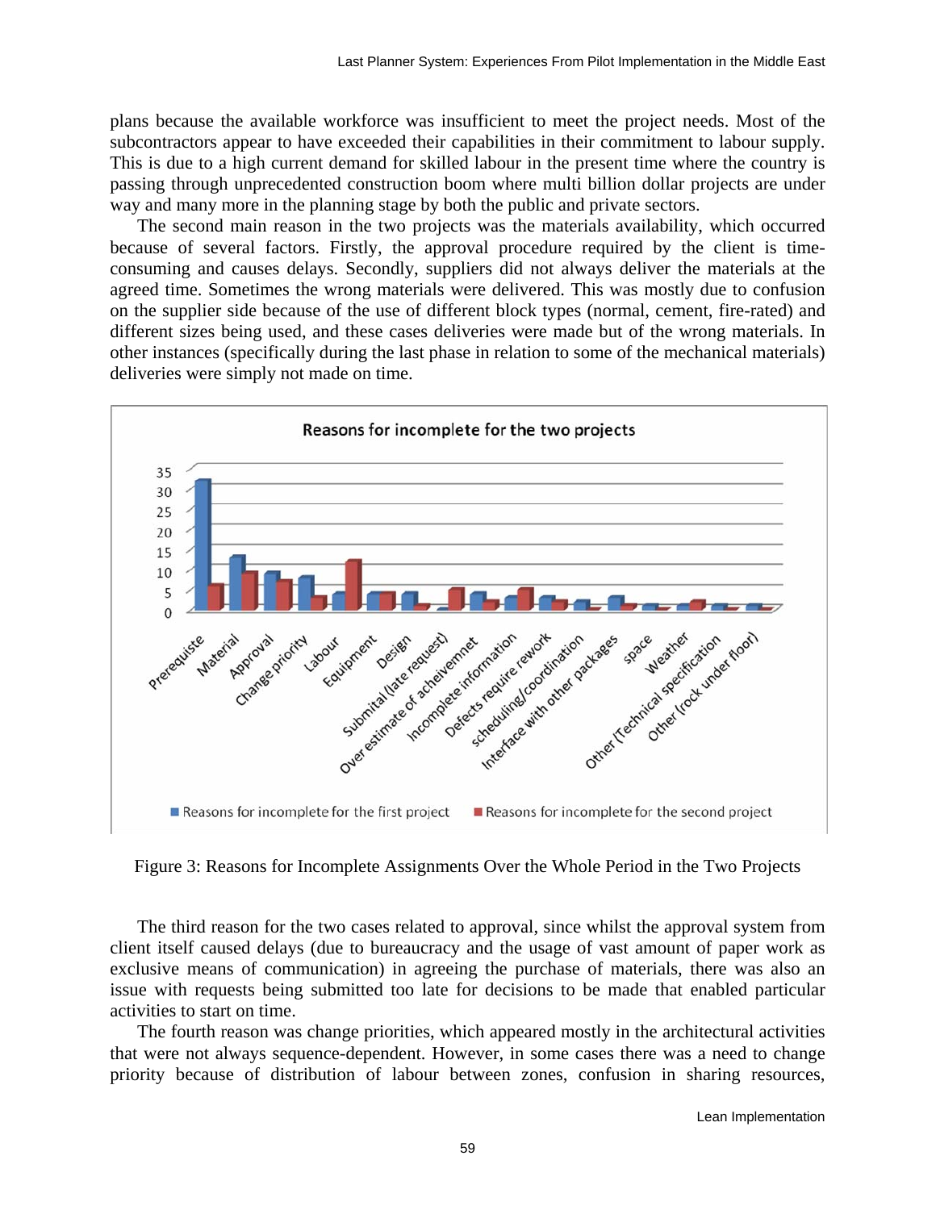plans because the available workforce was insufficient to meet the project needs. Most of the subcontractors appear to have exceeded their capabilities in their commitment to labour supply. This is due to a high current demand for skilled labour in the present time where the country is passing through unprecedented construction boom where multi billion dollar projects are under way and many more in the planning stage by both the public and private sectors.

The second main reason in the two projects was the materials availability, which occurred because of several factors. Firstly, the approval procedure required by the client is time-consuming and causes delays. Secondly, suppliers did not always deliver the materials at the agreed time. Sometimes the wrong materials were delivered. This was mostly due to confusion on the supplier side because of the use of different block types (normal, cement, fire-rated) and different sizes being used, and these cases deliveries were made but of the wrong materials. In other instances (specifically during the last phase in relation to some of the mechanical materials) deliveries were simply not made on time.

Figure 3: Reasons for Incomplete Assignments Over the Whole Period in the Two Projects

The third reason for the two cases related to approval, since whilst the approval system from client itself caused delays (due to bureaucracy and the usage of vast amount of paper work as exclusive means of communication) in agreeing the purchase of materials, there was also an issue with requests being submitted too late for decisions to be made that enabled particular activities to start on time.

The fourth reason was change priorities, which appeared mostly in the architectural activities that were not always sequence-dependent. However, in some cases there was a need to change priority because of distribution of labour between zones, confusion in sharing resources,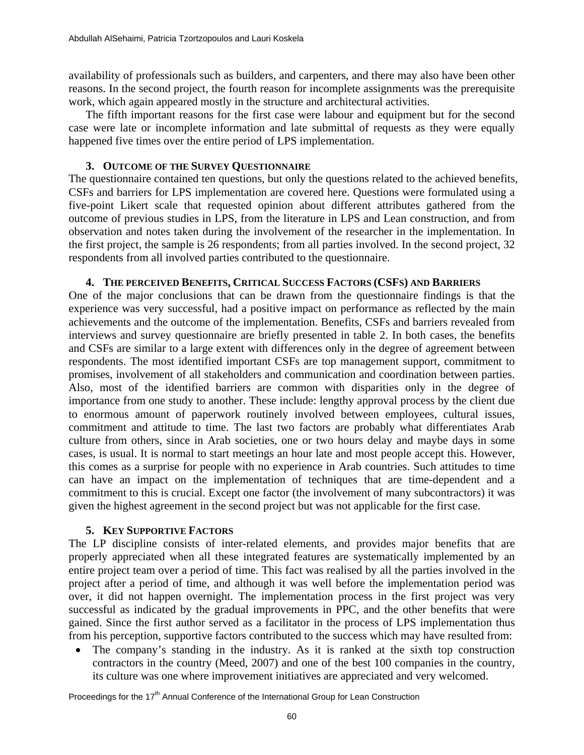availability of professionals such as builders, and carpenters, and there may also have been other reasons. In the second project, the fourth reason for incomplete assignments was the prerequisite work, which again appeared mostly in the structure and architectural activities.

The fifth important reasons for the first case were labour and equipment but for the second case were late or incomplete information and late submittal of requests as they were equally happened five times over the entire period of LPS implementation.

### 3. Outcome of the Survey Questionnaire

The questionnaire contained ten questions, but only the questions related to the achieved benefits, CSFs and barriers for LPS implementation are covered here. Questions were formulated using a five-point Likert scale that requested opinion about different attributes gathered from the outcome of previous studies in LPS, from the literature in LPS and Lean construction, and from observation and notes taken during the involvement of the researcher in the implementation. In the first project, the sample is 26 respondents; from all parties involved. In the second project, 32 respondents from all involved parties contributed to the questionnaire.

### 4. The perceived Benefits, Critical Success Factors (CSFs) and Barriers

One of the major conclusions that can be drawn from the questionnaire findings is that the experience was very successful, had a positive impact on performance as reflected by the main achievements and the outcome of the implementation. Benefits, CSFs and barriers revealed from interviews and survey questionnaire are briefly presented in table 2. In both cases, the benefits and CSFs are similar to a large extent with differences only in the degree of agreement between respondents. The most identified important CSFs are top management support, commitment to promises, involvement of all stakeholders and communication and coordination between parties. Also, most of the identified barriers are common with disparities only in the degree of importance from one study to another. These include: lengthy approval process by the client due to enormous amount of paperwork routinely involved between employees, cultural issues, commitment and attitude to time. The last two factors are probably what differentiates Arab culture from others, since in Arab societies, one or two hours delay and maybe days in some cases, is usual. It is normal to start meetings an hour late and most people accept this. However, this comes as a surprise for people with no experience in Arab countries. Such attitudes to time can have an impact on the implementation of techniques that are time-dependent and a commitment to this is crucial. Except one factor (the involvement of many subcontractors) it was given the highest agreement in the second project but was not applicable for the first case.

### 5. Key Supportive Factors

The LP discipline consists of inter-related elements, and provides major benefits that are properly appreciated when all these integrated features are systematically implemented by an entire project team over a period of time. This fact was realised by all the parties involved in the project after a period of time, and although it was well before the implementation period was over, it did not happen overnight. The implementation process in the first project was very successful as indicated by the gradual improvements in PPC, and the other benefits that were gained. Since the first author served as a facilitator in the process of LPS implementation thus from his perception, supportive factors contributed to the success which may have resulted from:

- The company's standing in the industry. As it is ranked at the sixth top construction contractors in the country (Meed, 2007) and one of the best 100 companies in the country, its culture was one where improvement initiatives are appreciated and very welcomed.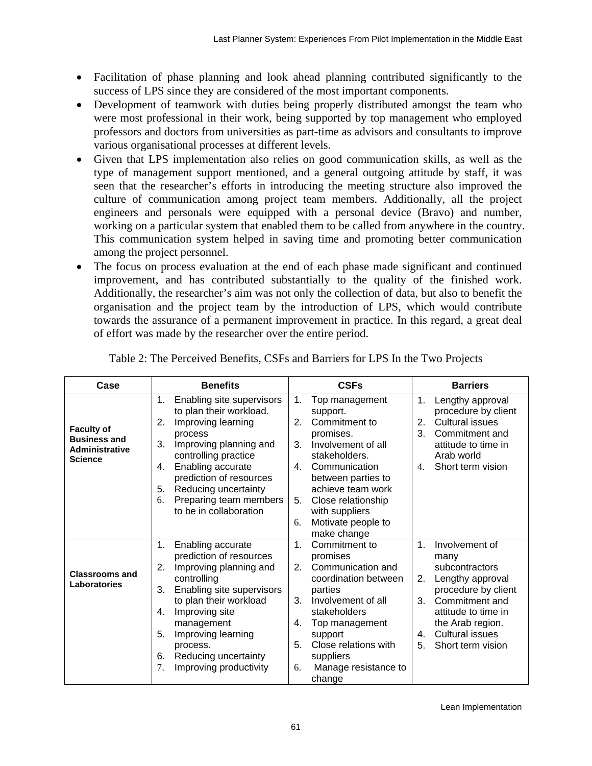- Facilitation of phase planning and look ahead planning contributed significantly to the success of LPS since they are considered of the most important components.
- Development of teamwork with duties being properly distributed amongst the team who were most professional in their work, being supported by top management who employed professors and doctors from universities as part-time as advisors and consultants to improve various organisational processes at different levels.
- Given that LPS implementation also relies on good communication skills, as well as the type of management support mentioned, and a general outgoing attitude by staff, it was seen that the researcher's efforts in introducing the meeting structure also improved the culture of communication among project team members. Additionally, all the project engineers and personals were equipped with a personal device (Bravo) and number, working on a particular system that enabled them to be called from anywhere in the country. This communication system helped in saving time and promoting better communication among the project personnel.
- The focus on process evaluation at the end of each phase made significant and continued improvement, and has contributed substantially to the quality of the finished work. Additionally, the researcher's aim was not only the collection of data, but also to benefit the organisation and the project team by the introduction of LPS, which would contribute towards the assurance of a permanent improvement in practice. In this regard, a great deal of effort was made by the researcher over the entire period.

Table 2: The Perceived Benefits, CSFs and Barriers for LPS In the Two Projects

| Case | Benefits | CSFs | Barriers |
|---|---|---|---|
| **Faculty of Business and Administrative Science** | 1. Enabling site supervisors to plan their workload.<br>2. Improving learning process<br>3. Improving planning and controlling practice<br>4. Enabling accurate prediction of resources<br>5. Reducing uncertainty<br>6. Preparing team members to be in collaboration | 1. Top management support.<br>2. Commitment to promises.<br>3. Involvement of all stakeholders.<br>4. Communication between parties to achieve team work<br>5. Close relationship with suppliers<br>6. Motivate people to make change | 1. Lengthy approval procedure by client<br>2. Cultural issues<br>3. Commitment and attitude to time in Arab world<br>4. Short term vision |
| **Classrooms and Laboratories** | 1. Enabling accurate prediction of resources<br>2. Improving planning and controlling<br>3. Enabling site supervisors to plan their workload<br>4. Improving site management<br>5. Improving learning process.<br>6. Reducing uncertainty<br>7. Improving productivity | 1. Commitment to promises<br>2. Communication and coordination between parties<br>3. Involvement of all stakeholders<br>4. Top management support<br>5. Close relations with suppliers<br>6. Manage resistance to change | 1. Involvement of many subcontractors<br>2. Lengthy approval procedure by client<br>3. Commitment and attitude to time in the Arab region.<br>4. Cultural issues<br>5. Short term vision |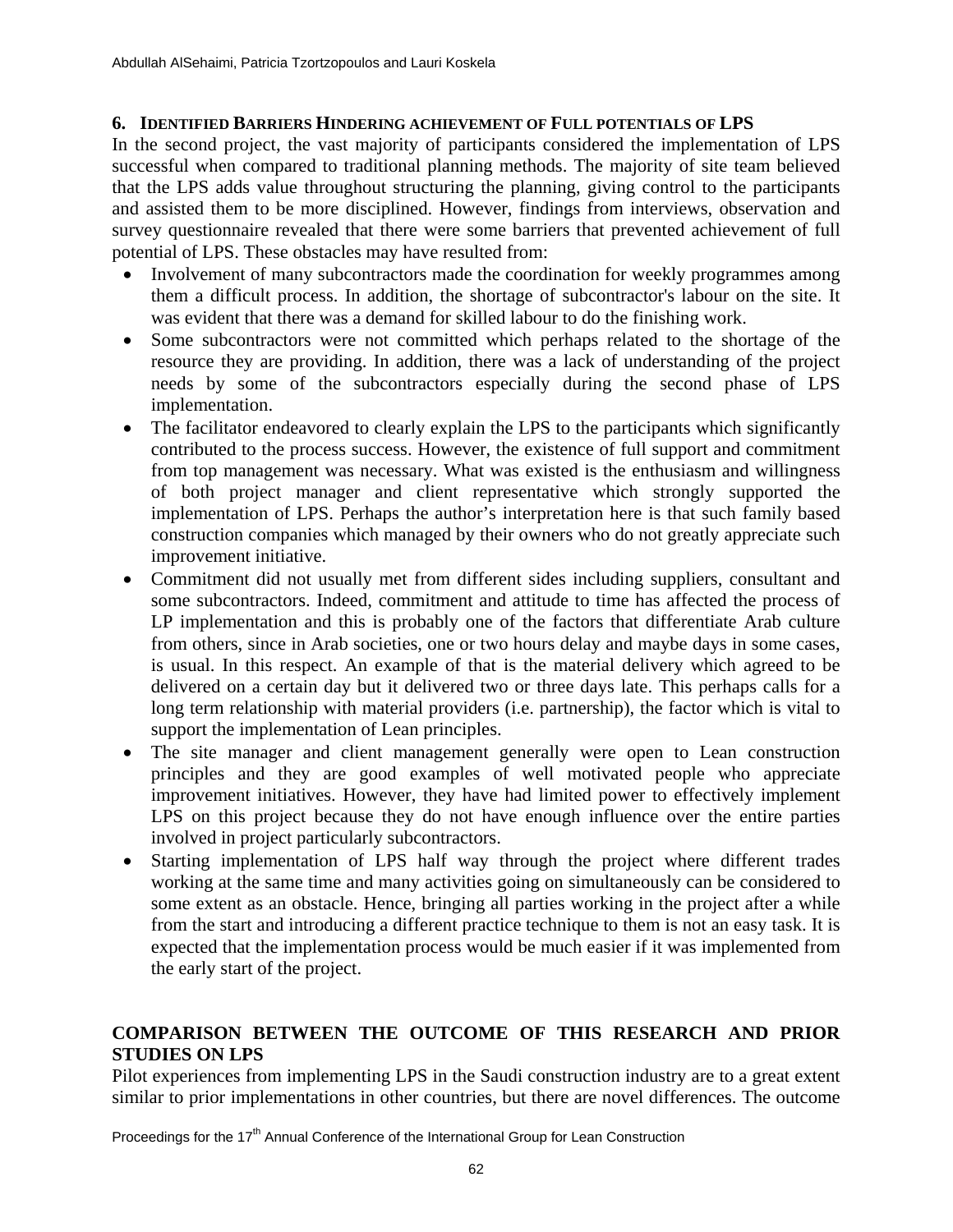## 6. IDENTIFIED BARRIERS HINDERING ACHIEVEMENT OF FULL POTENTIALS OF LPS

In the second project, the vast majority of participants considered the implementation of LPS successful when compared to traditional planning methods. The majority of site team believed that the LPS adds value throughout structuring the planning, giving control to the participants and assisted them to be more disciplined. However, findings from interviews, observation and survey questionnaire revealed that there were some barriers that prevented achievement of full potential of LPS. These obstacles may have resulted from:

- Involvement of many subcontractors made the coordination for weekly programmes among them a difficult process. In addition, the shortage of subcontractor's labour on the site. It was evident that there was a demand for skilled labour to do the finishing work.
- Some subcontractors were not committed which perhaps related to the shortage of the resource they are providing. In addition, there was a lack of understanding of the project needs by some of the subcontractors especially during the second phase of LPS implementation.
- The facilitator endeavored to clearly explain the LPS to the participants which significantly contributed to the process success. However, the existence of full support and commitment from top management was necessary. What was existed is the enthusiasm and willingness of both project manager and client representative which strongly supported the implementation of LPS. Perhaps the author's interpretation here is that such family based construction companies which managed by their owners who do not greatly appreciate such improvement initiative.
- Commitment did not usually met from different sides including suppliers, consultant and some subcontractors. Indeed, commitment and attitude to time has affected the process of LP implementation and this is probably one of the factors that differentiate Arab culture from others, since in Arab societies, one or two hours delay and maybe days in some cases, is usual. In this respect. An example of that is the material delivery which agreed to be delivered on a certain day but it delivered two or three days late. This perhaps calls for a long term relationship with material providers (i.e. partnership), the factor which is vital to support the implementation of Lean principles.
- The site manager and client management generally were open to Lean construction principles and they are good examples of well motivated people who appreciate improvement initiatives. However, they have had limited power to effectively implement LPS on this project because they do not have enough influence over the entire parties involved in project particularly subcontractors.
- Starting implementation of LPS half way through the project where different trades working at the same time and many activities going on simultaneously can be considered to some extent as an obstacle. Hence, bringing all parties working in the project after a while from the start and introducing a different practice technique to them is not an easy task. It is expected that the implementation process would be much easier if it was implemented from the early start of the project.

## COMPARISON BETWEEN THE OUTCOME OF THIS RESEARCH AND PRIOR STUDIES ON LPS

Pilot experiences from implementing LPS in the Saudi construction industry are to a great extent similar to prior implementations in other countries, but there are novel differences. The outcome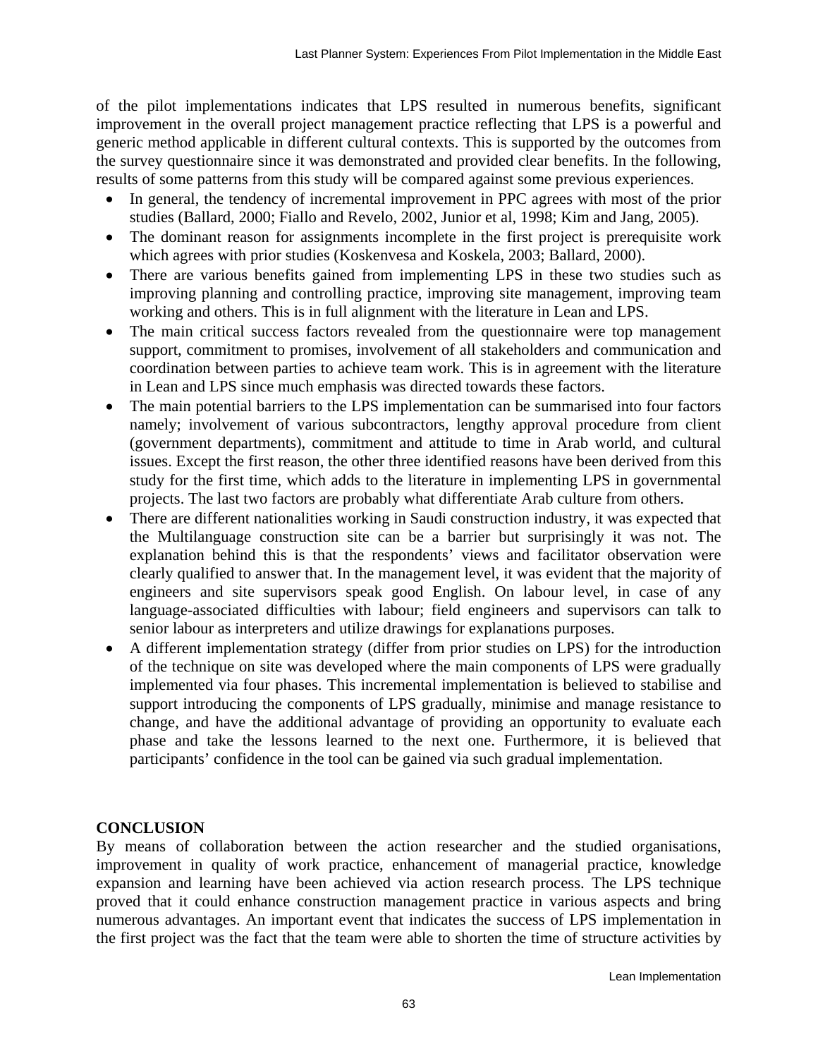of the pilot implementations indicates that LPS resulted in numerous benefits, significant improvement in the overall project management practice reflecting that LPS is a powerful and generic method applicable in different cultural contexts. This is supported by the outcomes from the survey questionnaire since it was demonstrated and provided clear benefits. In the following, results of some patterns from this study will be compared against some previous experiences.

- In general, the tendency of incremental improvement in PPC agrees with most of the prior studies (Ballard, 2000; Fiallo and Revelo, 2002, Junior et al, 1998; Kim and Jang, 2005).
- The dominant reason for assignments incomplete in the first project is prerequisite work which agrees with prior studies (Koskenvesa and Koskela, 2003; Ballard, 2000).
- There are various benefits gained from implementing LPS in these two studies such as improving planning and controlling practice, improving site management, improving team working and others. This is in full alignment with the literature in Lean and LPS.
- The main critical success factors revealed from the questionnaire were top management support, commitment to promises, involvement of all stakeholders and communication and coordination between parties to achieve team work. This is in agreement with the literature in Lean and LPS since much emphasis was directed towards these factors.
- The main potential barriers to the LPS implementation can be summarised into four factors namely; involvement of various subcontractors, lengthy approval procedure from client (government departments), commitment and attitude to time in Arab world, and cultural issues. Except the first reason, the other three identified reasons have been derived from this study for the first time, which adds to the literature in implementing LPS in governmental projects. The last two factors are probably what differentiate Arab culture from others.
- There are different nationalities working in Saudi construction industry, it was expected that the Multilanguage construction site can be a barrier but surprisingly it was not. The explanation behind this is that the respondents' views and facilitator observation were clearly qualified to answer that. In the management level, it was evident that the majority of engineers and site supervisors speak good English. On labour level, in case of any language-associated difficulties with labour; field engineers and supervisors can talk to senior labour as interpreters and utilize drawings for explanations purposes.
- A different implementation strategy (differ from prior studies on LPS) for the introduction of the technique on site was developed where the main components of LPS were gradually implemented via four phases. This incremental implementation is believed to stabilise and support introducing the components of LPS gradually, minimise and manage resistance to change, and have the additional advantage of providing an opportunity to evaluate each phase and take the lessons learned to the next one. Furthermore, it is believed that participants' confidence in the tool can be gained via such gradual implementation.

## CONCLUSION

By means of collaboration between the action researcher and the studied organisations, improvement in quality of work practice, enhancement of managerial practice, knowledge expansion and learning have been achieved via action research process. The LPS technique proved that it could enhance construction management practice in various aspects and bring numerous advantages. An important event that indicates the success of LPS implementation in the first project was the fact that the team were able to shorten the time of structure activities by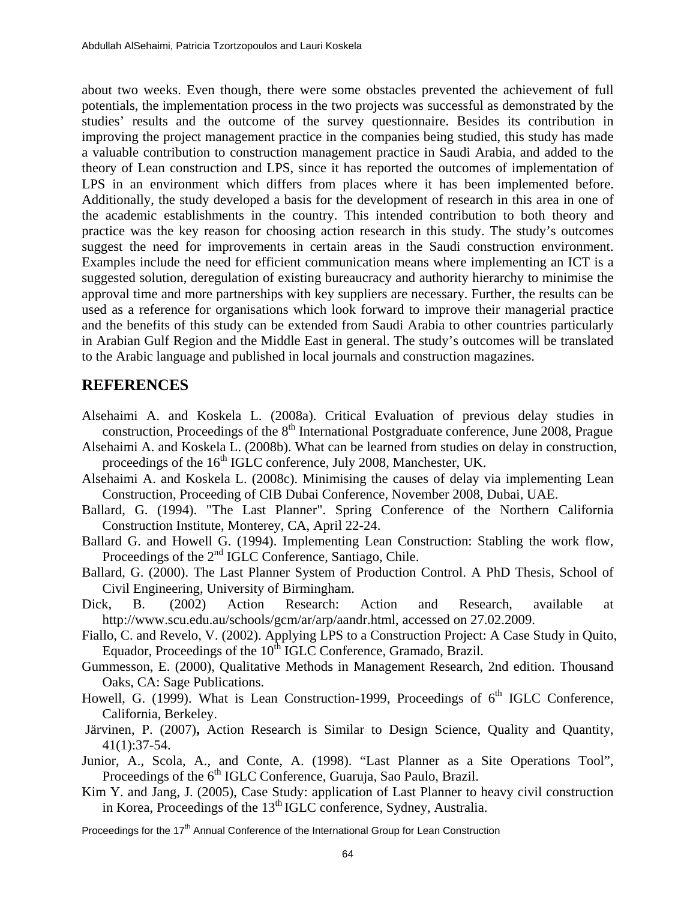about two weeks. Even though, there were some obstacles prevented the achievement of full potentials, the implementation process in the two projects was successful as demonstrated by the studies' results and the outcome of the survey questionnaire. Besides its contribution in improving the project management practice in the companies being studied, this study has made a valuable contribution to construction management practice in Saudi Arabia, and added to the theory of Lean construction and LPS, since it has reported the outcomes of implementation of LPS in an environment which differs from places where it has been implemented before. Additionally, the study developed a basis for the development of research in this area in one of the academic establishments in the country. This intended contribution to both theory and practice was the key reason for choosing action research in this study. The study's outcomes suggest the need for improvements in certain areas in the Saudi construction environment. Examples include the need for efficient communication means where implementing an ICT is a suggested solution, deregulation of existing bureaucracy and authority hierarchy to minimise the approval time and more partnerships with key suppliers are necessary. Further, the results can be used as a reference for organisations which look forward to improve their managerial practice and the benefits of this study can be extended from Saudi Arabia to other countries particularly in Arabian Gulf Region and the Middle East in general. The study's outcomes will be translated to the Arabic language and published in local journals and construction magazines.

## REFERENCES

Alsehaimi A. and Koskela L. (2008a). Critical Evaluation of previous delay studies in construction, Proceedings of the 8th International Postgraduate conference, June 2008, Prague

Alsehaimi A. and Koskela L. (2008b). What can be learned from studies on delay in construction, proceedings of the 16th IGLC conference, July 2008, Manchester, UK.

Alsehaimi A. and Koskela L. (2008c). Minimising the causes of delay via implementing Lean Construction, Proceeding of CIB Dubai Conference, November 2008, Dubai, UAE.

Ballard, G. (1994). "The Last Planner". Spring Conference of the Northern California Construction Institute, Monterey, CA, April 22-24.

Ballard G. and Howell G. (1994). Implementing Lean Construction: Stabling the work flow, Proceedings of the 2nd IGLC Conference, Santiago, Chile.

Ballard, G. (2000). The Last Planner System of Production Control. A PhD Thesis, School of Civil Engineering, University of Birmingham.

Dick, B. (2002) Action Research: Action and Research, available at http://www.scu.edu.au/schools/gcm/ar/arp/aandr.html, accessed on 27.02.2009.

Fiallo, C. and Revelo, V. (2002). Applying LPS to a Construction Project: A Case Study in Quito, Equador, Proceedings of the 10th IGLC Conference, Gramado, Brazil.

Gummesson, E. (2000), Qualitative Methods in Management Research, 2nd edition. Thousand Oaks, CA: Sage Publications.

Howell, G. (1999). What is Lean Construction-1999, Proceedings of 6th IGLC Conference, California, Berkeley.

Järvinen, P. (2007), Action Research is Similar to Design Science, Quality and Quantity, 41(1):37-54.

Junior, A., Scola, A., and Conte, A. (1998). "Last Planner as a Site Operations Tool", Proceedings of the 6th IGLC Conference, Guaruja, Sao Paulo, Brazil.

Kim Y. and Jang, J. (2005), Case Study: application of Last Planner to heavy civil construction in Korea, Proceedings of the 13th IGLC conference, Sydney, Australia.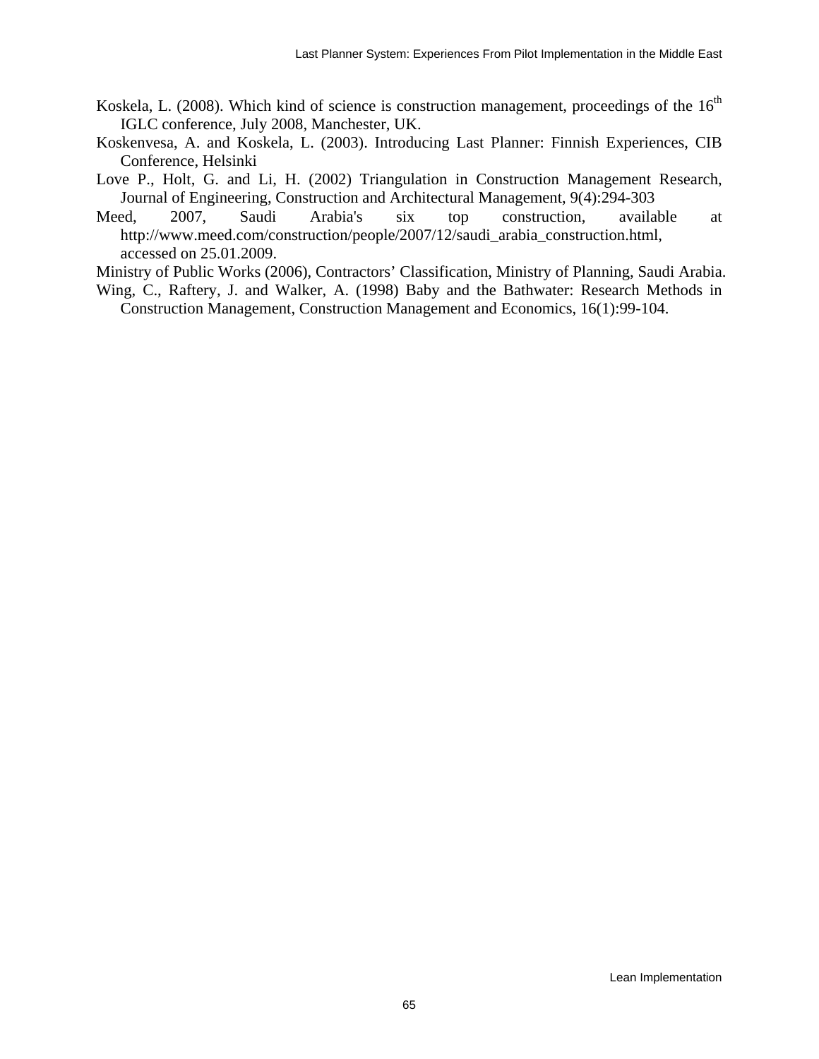Koskela, L. (2008). Which kind of science is construction management, proceedings of the 16th IGLC conference, July 2008, Manchester, UK.

Koskenvesa, A. and Koskela, L. (2003). Introducing Last Planner: Finnish Experiences, CIB Conference, Helsinki

Love P., Holt, G. and Li, H. (2002) Triangulation in Construction Management Research, Journal of Engineering, Construction and Architectural Management, 9(4):294-303

Meed, 2007, Saudi Arabia's six top construction, available at http://www.meed.com/construction/people/2007/12/saudi_arabia_construction.html, accessed on 25.01.2009.

Ministry of Public Works (2006), Contractors' Classification, Ministry of Planning, Saudi Arabia.

Wing, C., Raftery, J. and Walker, A. (1998) Baby and the Bathwater: Research Methods in Construction Management, Construction Management and Economics, 16(1):99-104.